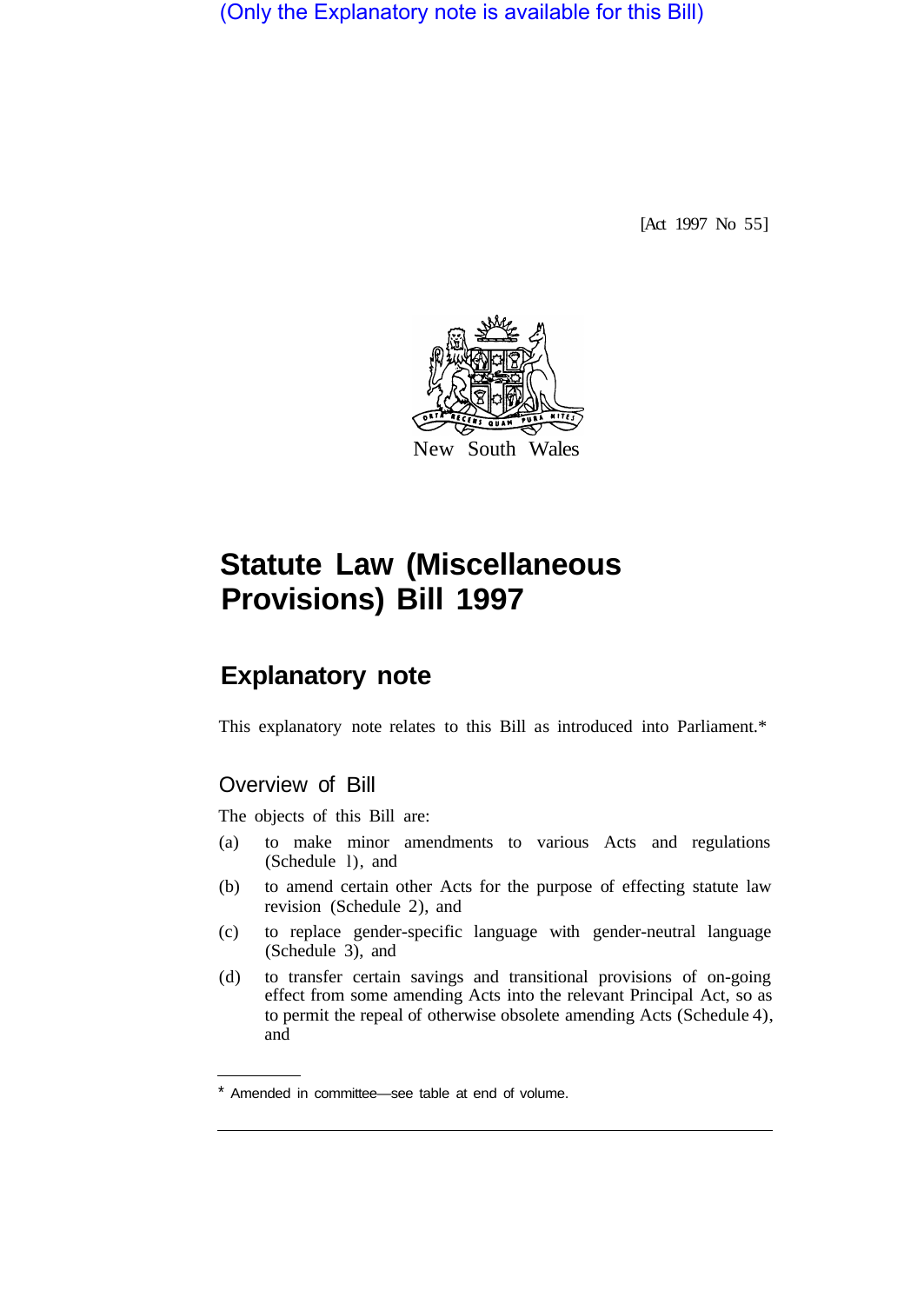(Only the Explanatory note is available for this Bill)

[Act 1997 No 55]

New South Wales

# Statute Law (Miscellaneous Provisions) Bill 1997

## Explanatory note

This explanatory note relates to this Bill as introduced into Parliament.*

### Overview of Bill

The objects of this Bill are:

(a) to make minor amendments to various Acts and regulations (Schedule 1), and

(b) to amend certain other Acts for the purpose of effecting statute law revision (Schedule 2), and

(c) to replace gender-specific language with gender-neutral language (Schedule 3), and

(d) to transfer certain savings and transitional provisions of on-going effect from some amending Acts into the relevant Principal Act, so as to permit the repeal of otherwise obsolete amending Acts (Schedule 4), and

---

* Amended in committee—see table at end of volume.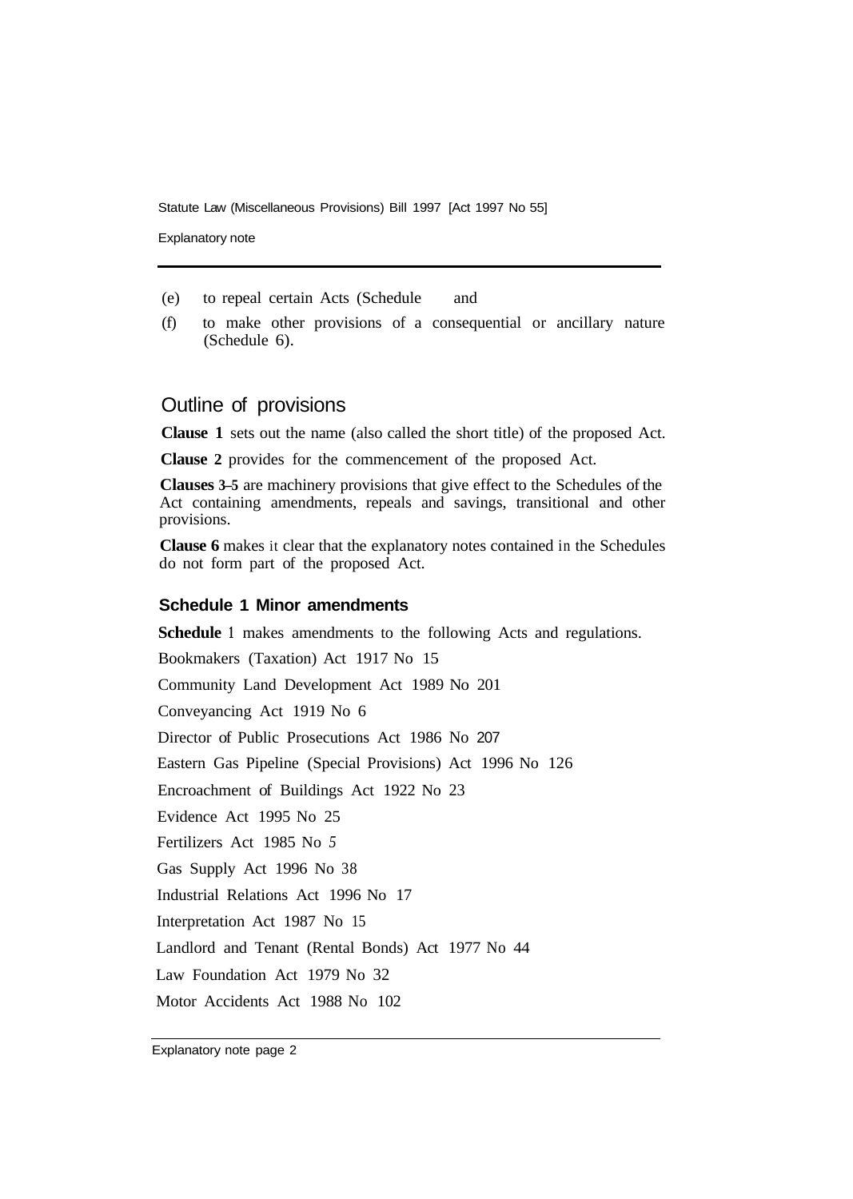(e) to repeal certain Acts (Schedule and

(f) to make other provisions of a consequential or ancillary nature (Schedule 6).

## Outline of provisions

**Clause 1** sets out the name (also called the short title) of the proposed Act.

**Clause 2** provides for the commencement of the proposed Act.

**Clauses 3–5** are machinery provisions that give effect to the Schedules of the Act containing amendments, repeals and savings, transitional and other provisions.

**Clause 6** makes it clear that the explanatory notes contained in the Schedules do not form part of the proposed Act.

### Schedule 1 Minor amendments

**Schedule** 1 makes amendments to the following Acts and regulations.

Bookmakers (Taxation) Act 1917 No 15

Community Land Development Act 1989 No 201

Conveyancing Act 1919 No 6

Director of Public Prosecutions Act 1986 No 207

Eastern Gas Pipeline (Special Provisions) Act 1996 No 126

Encroachment of Buildings Act 1922 No 23

Evidence Act 1995 No 25

Fertilizers Act 1985 No 5

Gas Supply Act 1996 No 38

Industrial Relations Act 1996 No 17

Interpretation Act 1987 No 15

Landlord and Tenant (Rental Bonds) Act 1977 No 44

Law Foundation Act 1979 No 32

Motor Accidents Act 1988 No 102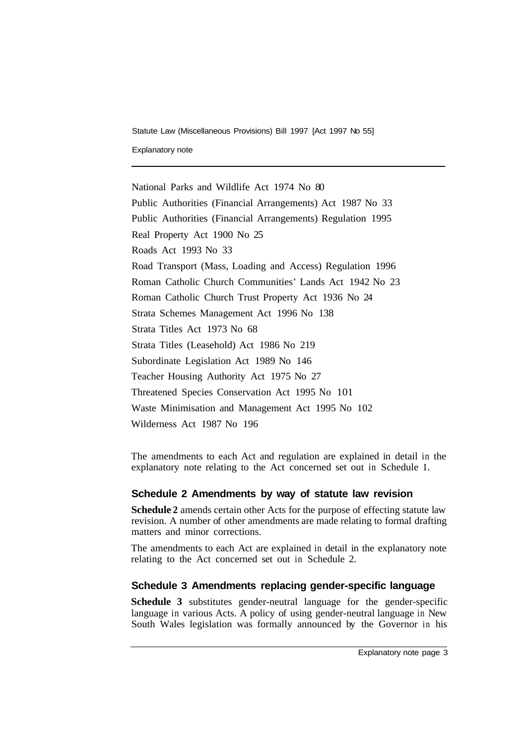National Parks and Wildlife Act 1974 No 80

Public Authorities (Financial Arrangements) Act 1987 No 33

Public Authorities (Financial Arrangements) Regulation 1995

Real Property Act 1900 No 25

Roads Act 1993 No 33

Road Transport (Mass, Loading and Access) Regulation 1996

Roman Catholic Church Communities' Lands Act 1942 No 23

Roman Catholic Church Trust Property Act 1936 No 24

Strata Schemes Management Act 1996 No 138

Strata Titles Act 1973 No 68

Strata Titles (Leasehold) Act 1986 No 219

Subordinate Legislation Act 1989 No 146

Teacher Housing Authority Act 1975 No 27

Threatened Species Conservation Act 1995 No 101

Waste Minimisation and Management Act 1995 No 102

Wilderness Act 1987 No 196

The amendments to each Act and regulation are explained in detail in the explanatory note relating to the Act concerned set out in Schedule 1.

## Schedule 2 Amendments by way of statute law revision

**Schedule 2** amends certain other Acts for the purpose of effecting statute law revision. A number of other amendments are made relating to formal drafting matters and minor corrections.

The amendments to each Act are explained in detail in the explanatory note relating to the Act concerned set out in Schedule 2.

## Schedule 3 Amendments replacing gender-specific language

**Schedule 3** substitutes gender-neutral language for the gender-specific language in various Acts. A policy of using gender-neutral language in New South Wales legislation was formally announced by the Governor in his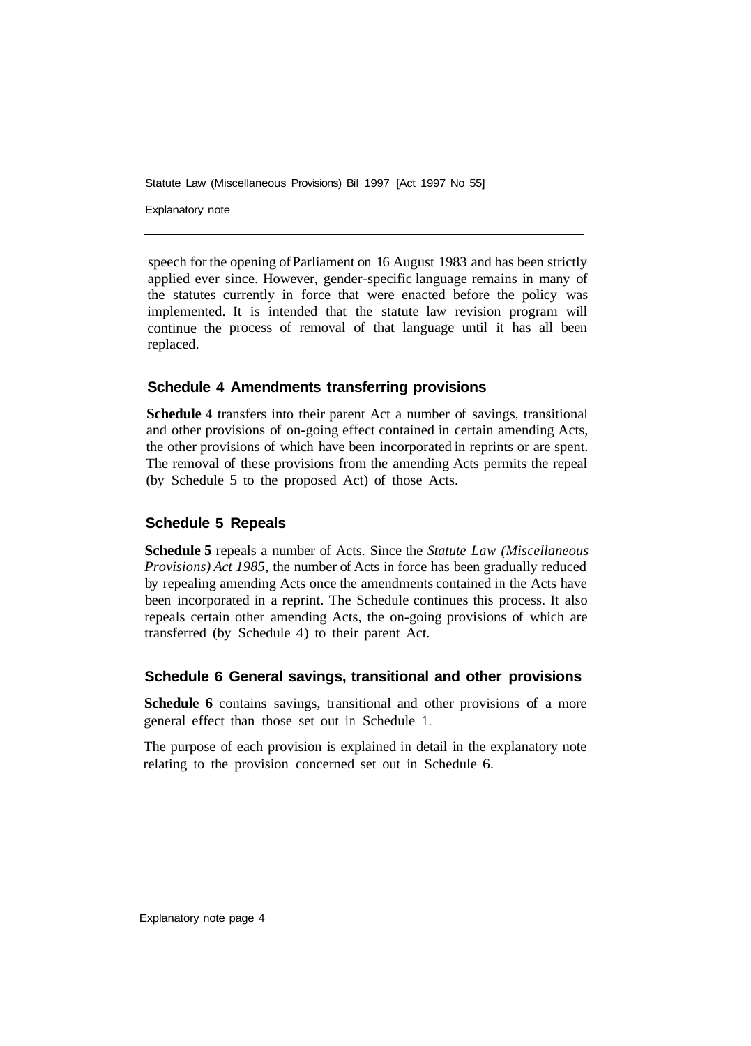speech for the opening of Parliament on 16 August 1983 and has been strictly applied ever since. However, gender-specific language remains in many of the statutes currently in force that were enacted before the policy was implemented. It is intended that the statute law revision program will continue the process of removal of that language until it has all been replaced.

## Schedule 4 Amendments transferring provisions

**Schedule 4** transfers into their parent Act a number of savings, transitional and other provisions of on-going effect contained in certain amending Acts, the other provisions of which have been incorporated in reprints or are spent. The removal of these provisions from the amending Acts permits the repeal (by Schedule 5 to the proposed Act) of those Acts.

## Schedule 5 Repeals

**Schedule 5** repeals a number of Acts. Since the *Statute Law (Miscellaneous Provisions) Act 1985,* the number of Acts in force has been gradually reduced by repealing amending Acts once the amendments contained in the Acts have been incorporated in a reprint. The Schedule continues this process. It also repeals certain other amending Acts, the on-going provisions of which are transferred (by Schedule 4) to their parent Act.

## Schedule 6 General savings, transitional and other provisions

**Schedule 6** contains savings, transitional and other provisions of a more general effect than those set out in Schedule 1.

The purpose of each provision is explained in detail in the explanatory note relating to the provision concerned set out in Schedule 6.